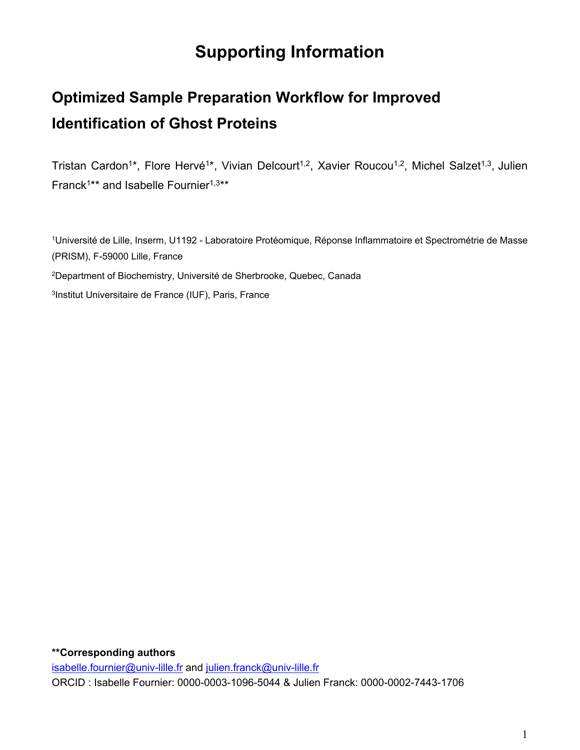# Supporting Information

## Optimized Sample Preparation Workflow for Improved Identification of Ghost Proteins

Tristan Cardon[1*], Flore Hervé[1*], Vivian Delcourt[1,2], Xavier Roucou[1,2], Michel Salzet[1,3], Julien Franck[1**] and Isabelle Fournier[1,3**]

[1]Université de Lille, Inserm, U1192 - Laboratoire Protéomique, Réponse Inflammatoire et Spectrométrie de Masse (PRISM), F-59000 Lille, France

[2]Department of Biochemistry, Université de Sherbrooke, Quebec, Canada

[3]Institut Universitaire de France (IUF), Paris, France

**\*\*Corresponding authors**

isabelle.fournier@univ-lille.fr and julien.franck@univ-lille.fr

ORCID : Isabelle Fournier: 0000-0003-1096-5044 & Julien Franck: 0000-0002-7443-1706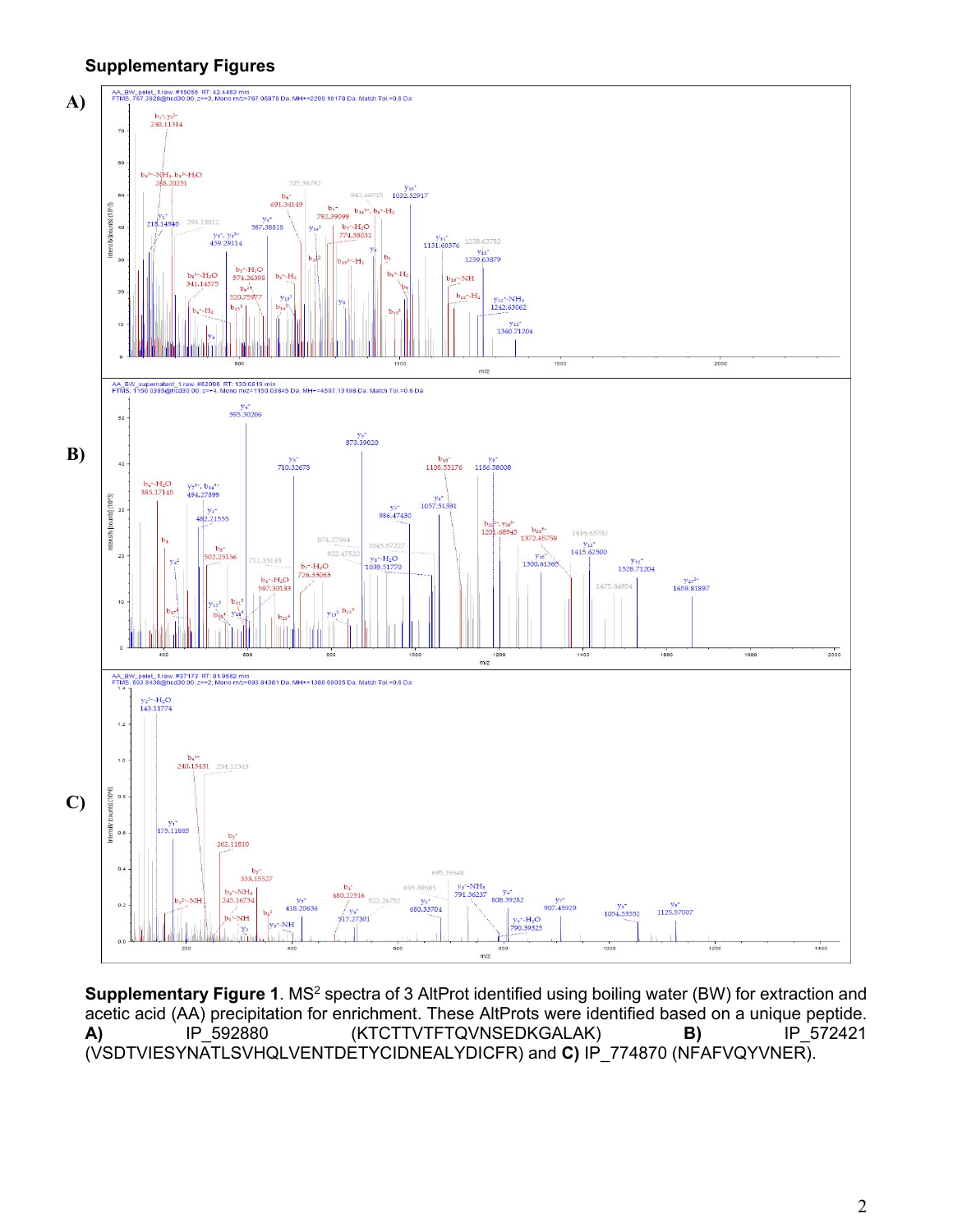## Supplementary Figures

**Supplementary Figure 1**. MS[2] spectra of 3 AltProt identified using boiling water (BW) for extraction and acetic acid (AA) precipitation for enrichment. These AltProts were identified based on a unique peptide. **A)** IP_592880 (KTCTTVTFTQVNSEDKGALAK) **B)** IP_572421 (VSDTVIESYNATLSVHQLVENTDETYCIDNEALYDICFR) and **C)** IP_774870 (NFAFVQYVNER).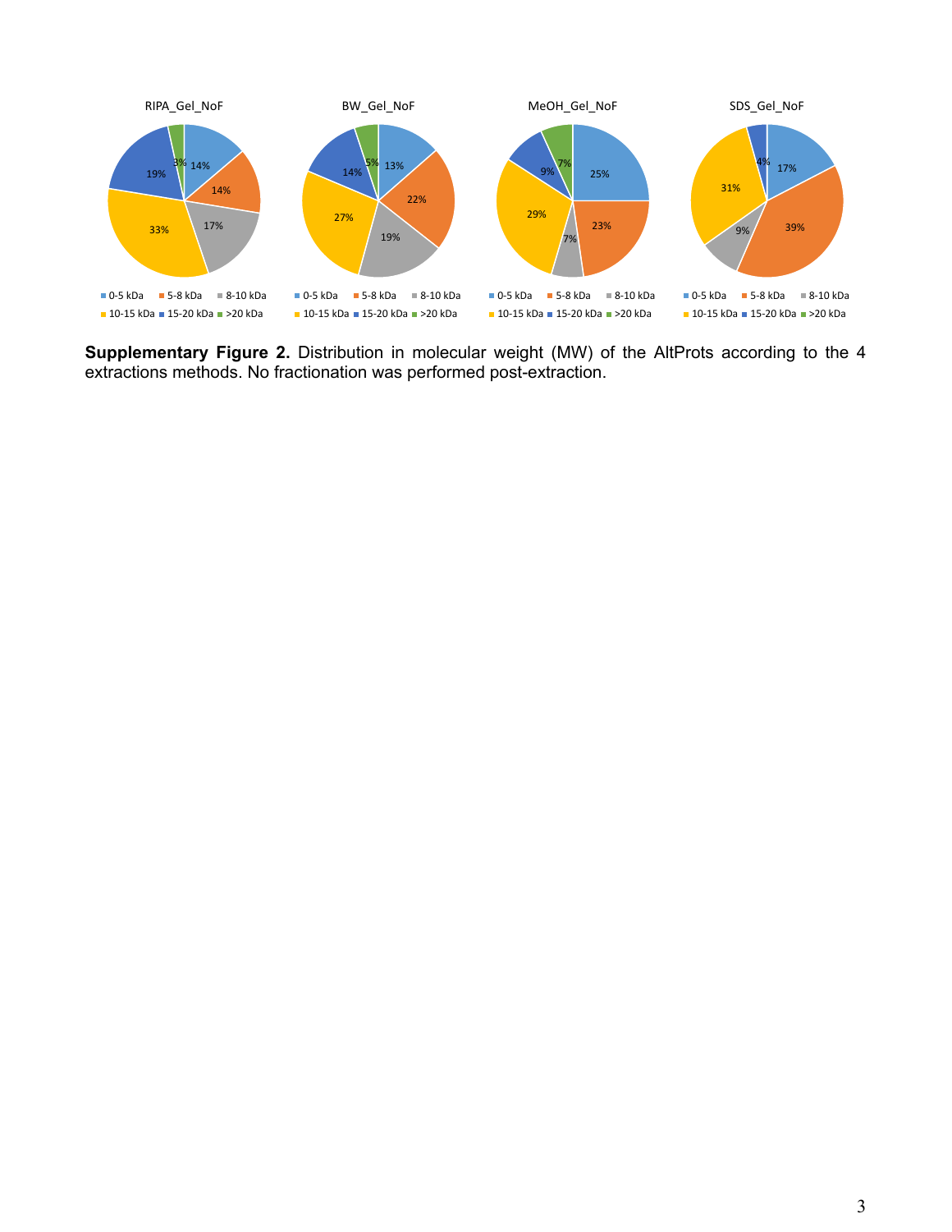**Supplementary Figure 2.** Distribution in molecular weight (MW) of the AltProts according to the 4 extractions methods. No fractionation was performed post-extraction.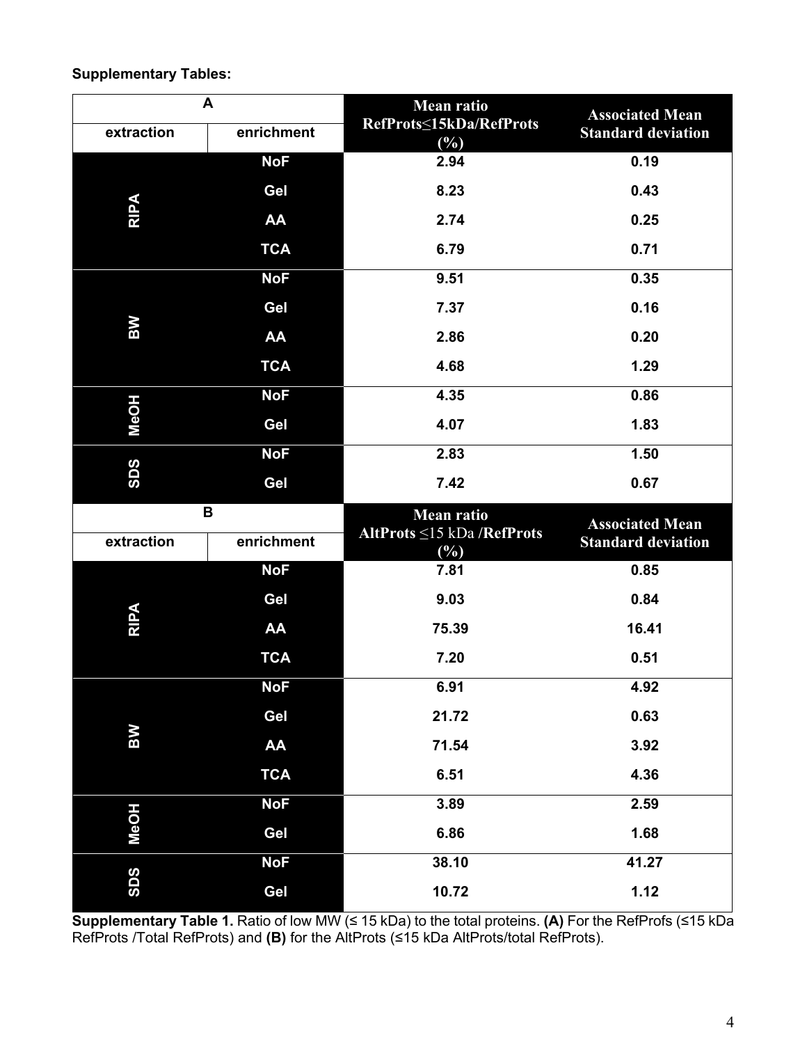**Supplementary Tables:**

| A | | | |
|---|---|---|---|
| **extraction** | **enrichment** | **Mean ratio RefProts≤15kDa/RefProts (%)** | **Associated Mean Standard deviation** |
| RIPA | NoF | 2.94 | 0.19 |
| | Gel | 8.23 | 0.43 |
| | AA | 2.74 | 0.25 |
| | TCA | 6.79 | 0.71 |
| BW | NoF | 9.51 | 0.35 |
| | Gel | 7.37 | 0.16 |
| | AA | 2.86 | 0.20 |
| | TCA | 4.68 | 1.29 |
| MeOH | NoF | 4.35 | 0.86 |
| | Gel | 4.07 | 1.83 |
| SDS | NoF | 2.83 | 1.50 |
| | Gel | 7.42 | 0.67 |

| B | | | |
|---|---|---|---|
| **extraction** | **enrichment** | **Mean ratio AltProts ≤15 kDa /RefProts (%)** | **Associated Mean Standard deviation** |
| RIPA | NoF | 7.81 | 0.85 |
| | Gel | 9.03 | 0.84 |
| | AA | 75.39 | 16.41 |
| | TCA | 7.20 | 0.51 |
| BW | NoF | 6.91 | 4.92 |
| | Gel | 21.72 | 0.63 |
| | AA | 71.54 | 3.92 |
| | TCA | 6.51 | 4.36 |
| MeOH | NoF | 3.89 | 2.59 |
| | Gel | 6.86 | 1.68 |
| SDS | NoF | 38.10 | 41.27 |
| | Gel | 10.72 | 1.12 |

**Supplementary Table 1.** Ratio of low MW (≤ 15 kDa) to the total proteins. **(A)** For the RefProfs (≤15 kDa RefProts /Total RefProts) and **(B)** for the AltProts (≤15 kDa AltProts/total RefProts).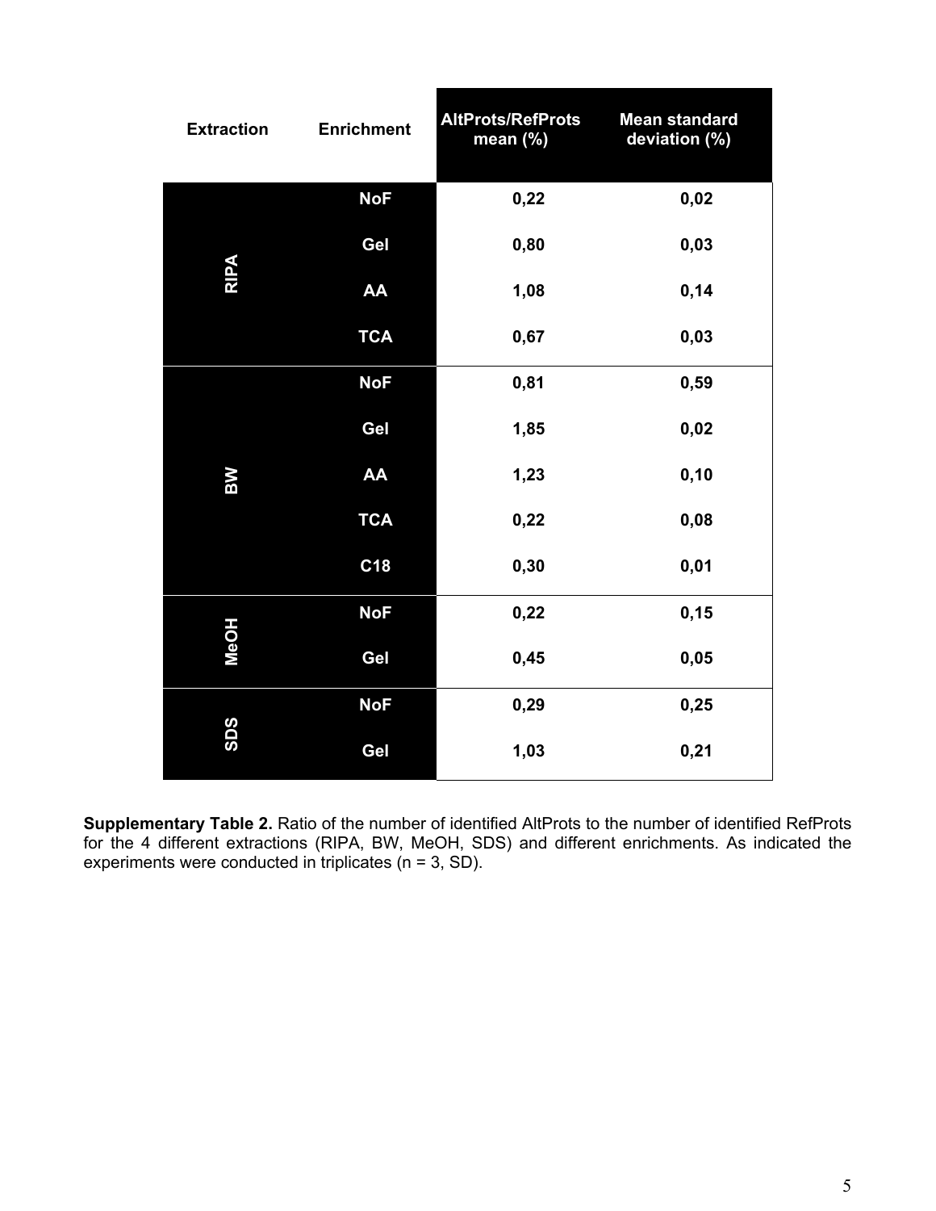| Extraction | Enrichment | AltProts/RefProts mean (%) | Mean standard deviation (%) |
|---|---|---|---|
| RIPA | NoF | 0,22 | 0,02 |
| | Gel | 0,80 | 0,03 |
| | AA | 1,08 | 0,14 |
| | TCA | 0,67 | 0,03 |
| BW | NoF | 0,81 | 0,59 |
| | Gel | 1,85 | 0,02 |
| | AA | 1,23 | 0,10 |
| | TCA | 0,22 | 0,08 |
| | C18 | 0,30 | 0,01 |
| MeOH | NoF | 0,22 | 0,15 |
| | Gel | 0,45 | 0,05 |
| SDS | NoF | 0,29 | 0,25 |
| | Gel | 1,03 | 0,21 |

**Supplementary Table 2.** Ratio of the number of identified AltProts to the number of identified RefProts for the 4 different extractions (RIPA, BW, MeOH, SDS) and different enrichments. As indicated the experiments were conducted in triplicates (n = 3, SD).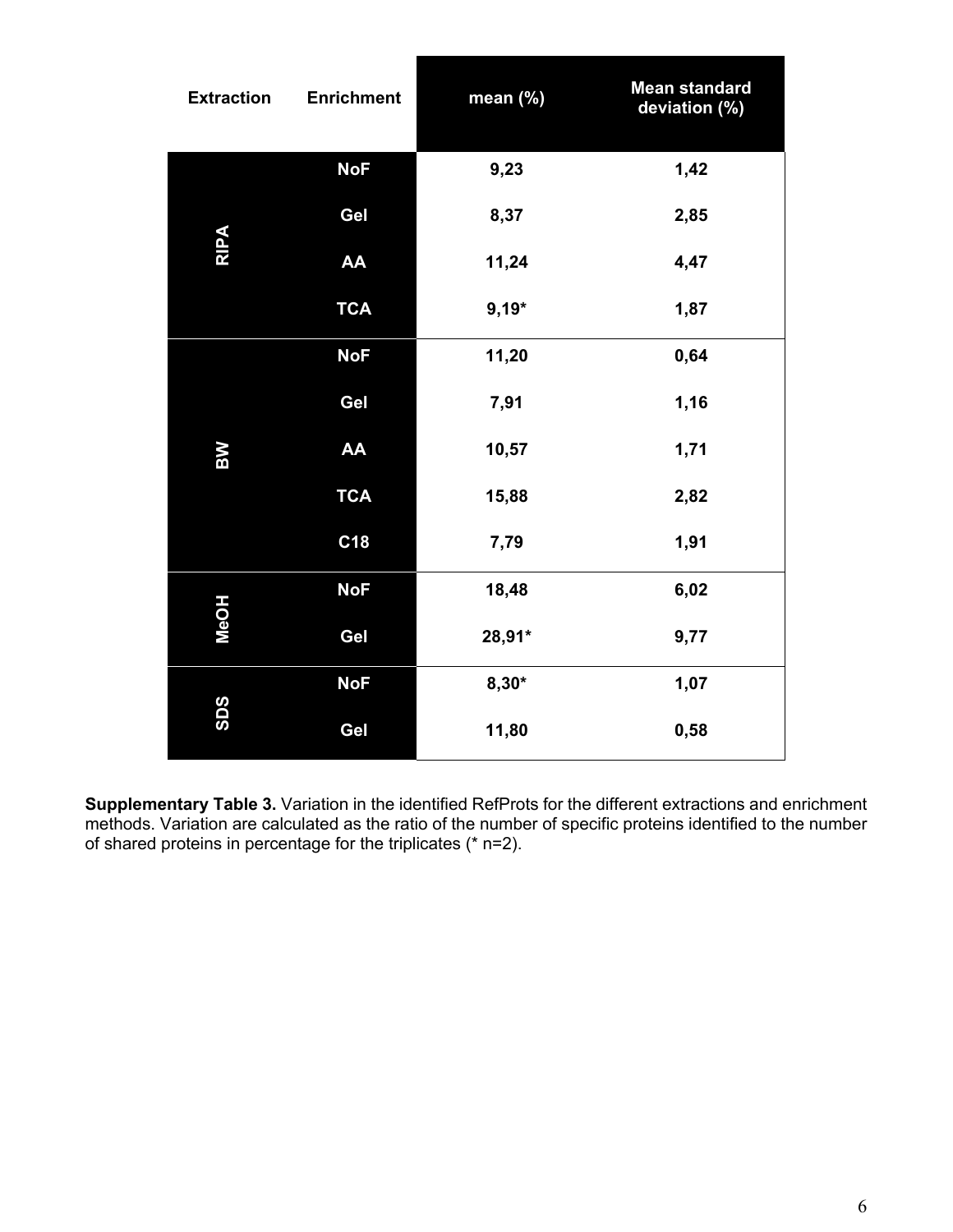| Extraction | Enrichment | mean (%) | Mean standard deviation (%) |
|---|---|---|---|
| RIPA | NoF | 9,23 | 1,42 |
| | Gel | 8,37 | 2,85 |
| | AA | 11,24 | 4,47 |
| | TCA | 9,19* | 1,87 |
| BW | NoF | 11,20 | 0,64 |
| | Gel | 7,91 | 1,16 |
| | AA | 10,57 | 1,71 |
| | TCA | 15,88 | 2,82 |
| | C18 | 7,79 | 1,91 |
| MeOH | NoF | 18,48 | 6,02 |
| | Gel | 28,91* | 9,77 |
| SDS | NoF | 8,30* | 1,07 |
| | Gel | 11,80 | 0,58 |

**Supplementary Table 3.** Variation in the identified RefProts for the different extractions and enrichment methods. Variation are calculated as the ratio of the number of specific proteins identified to the number of shared proteins in percentage for the triplicates (* n=2).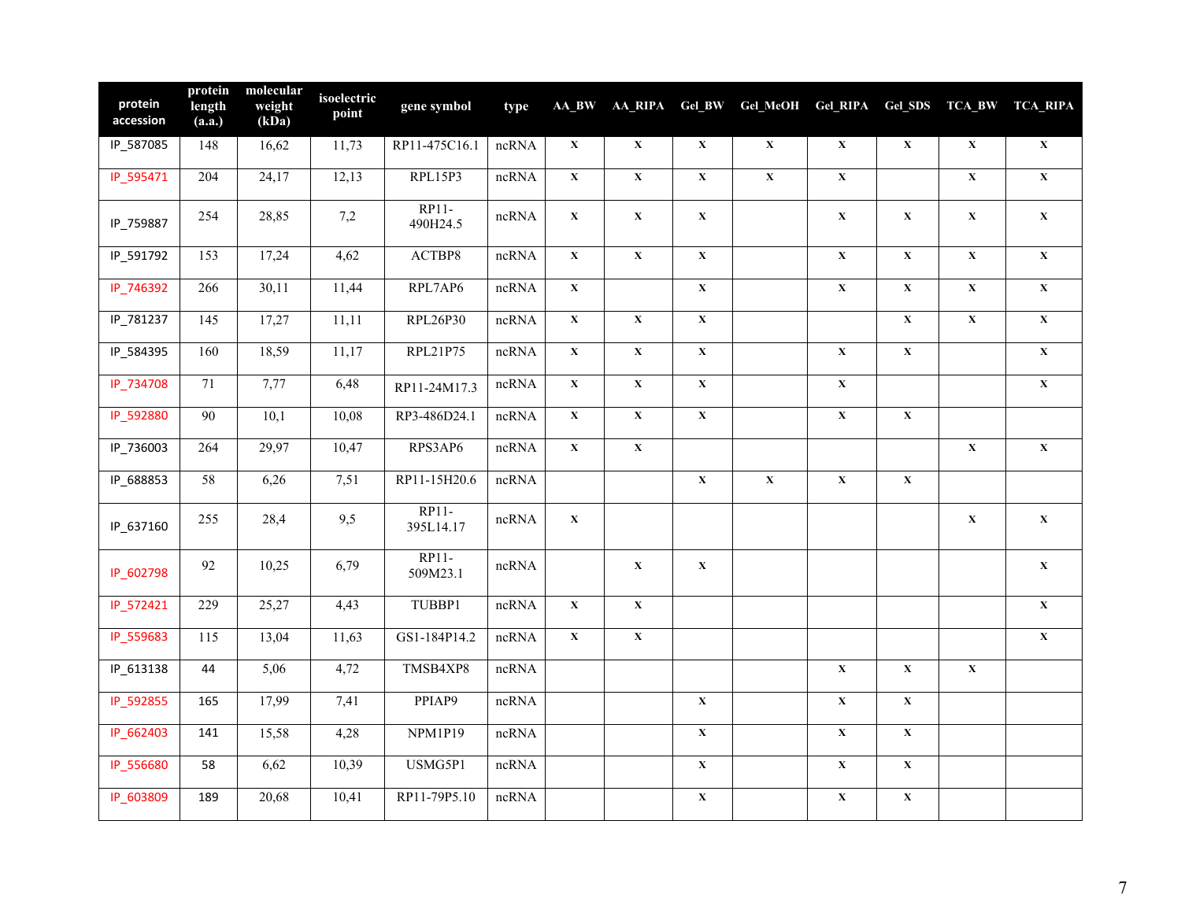| protein accession | protein length (a.a.) | molecular weight (kDa) | isoelectric point | gene symbol | type | AA_BW | AA_RIPA | Gel_BW | Gel_MeOH | Gel_RIPA | Gel_SDS | TCA_BW | TCA_RIPA |
|---|---|---|---|---|---|---|---|---|---|---|---|---|---|
| IP_587085 | 148 | 16,62 | 11,73 | RP11-475C16.1 | ncRNA | x | x | x | x | x | x | x | x |
| IP_595471 | 204 | 24,17 | 12,13 | RPL15P3 | ncRNA | x | x | x | x | x | | x | x |
| IP_759887 | 254 | 28,85 | 7,2 | RP11-490H24.5 | ncRNA | x | x | x | | x | x | x | x |
| IP_591792 | 153 | 17,24 | 4,62 | ACTBP8 | ncRNA | x | x | x | | x | x | x | x |
| IP_746392 | 266 | 30,11 | 11,44 | RPL7AP6 | ncRNA | x | | x | | x | x | x | x |
| IP_781237 | 145 | 17,27 | 11,11 | RPL26P30 | ncRNA | x | x | x | | | x | x | x |
| IP_584395 | 160 | 18,59 | 11,17 | RPL21P75 | ncRNA | x | x | x | | x | x | | x |
| IP_734708 | 71 | 7,77 | 6,48 | RP11-24M17.3 | ncRNA | x | x | x | | x | | | x |
| IP_592880 | 90 | 10,1 | 10,08 | RP3-486D24.1 | ncRNA | x | x | x | | x | x | | |
| IP_736003 | 264 | 29,97 | 10,47 | RPS3AP6 | ncRNA | x | x | | | | | x | x |
| IP_688853 | 58 | 6,26 | 7,51 | RP11-15H20.6 | ncRNA | | | x | x | x | x | | |
| IP_637160 | 255 | 28,4 | 9,5 | RP11-395L14.17 | ncRNA | x | | | | | | x | x |
| IP_602798 | 92 | 10,25 | 6,79 | RP11-509M23.1 | ncRNA | | x | x | | | | | x |
| IP_572421 | 229 | 25,27 | 4,43 | TUBBP1 | ncRNA | x | x | | | | | | x |
| IP_559683 | 115 | 13,04 | 11,63 | GS1-184P14.2 | ncRNA | x | x | | | | | | x |
| IP_613138 | 44 | 5,06 | 4,72 | TMSB4XP8 | ncRNA | | | | | x | x | x | |
| IP_592855 | 165 | 17,99 | 7,41 | PPIAP9 | ncRNA | | | x | | x | x | | |
| IP_662403 | 141 | 15,58 | 4,28 | NPM1P19 | ncRNA | | | x | | x | x | | |
| IP_556680 | 58 | 6,62 | 10,39 | USMG5P1 | ncRNA | | | x | | x | x | | |
| IP_603809 | 189 | 20,68 | 10,41 | RP11-79P5.10 | ncRNA | | | x | | x | x | | |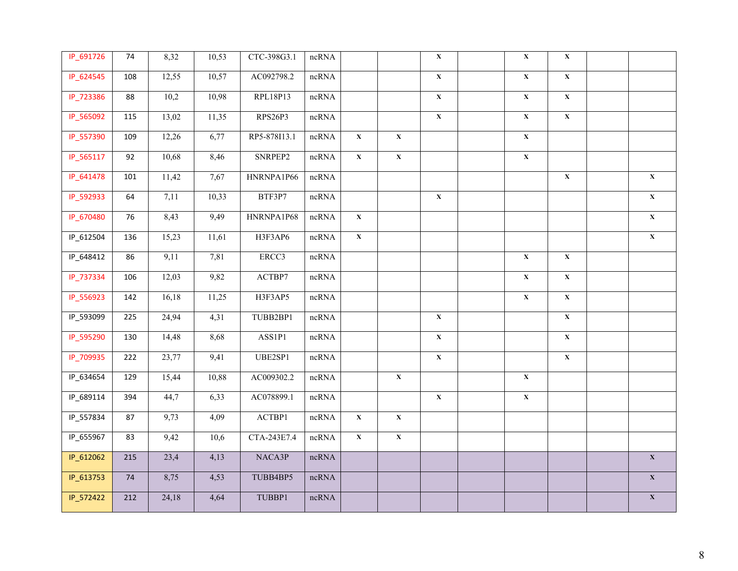| | | | | | | | | | | | | | |
|---|---|---|---|---|---|---|---|---|---|---|---|---|---|
| IP_691726 | 74 | 8,32 | 10,53 | CTC-398G3.1 | ncRNA | | | x | | x | x | | |
| IP_624545 | 108 | 12,55 | 10,57 | AC092798.2 | ncRNA | | | x | | x | x | | |
| IP_723386 | 88 | 10,2 | 10,98 | RPL18P13 | ncRNA | | | x | | x | x | | |
| IP_565092 | 115 | 13,02 | 11,35 | RPS26P3 | ncRNA | | | x | | x | x | | |
| IP_557390 | 109 | 12,26 | 6,77 | RP5-878I13.1 | ncRNA | x | x | | | x | | | |
| IP_565117 | 92 | 10,68 | 8,46 | SNRPEP2 | ncRNA | x | x | | | x | | | |
| IP_641478 | 101 | 11,42 | 7,67 | HNRNPA1P66 | ncRNA | | | | | | x | | x |
| IP_592933 | 64 | 7,11 | 10,33 | BTF3P7 | ncRNA | | | x | | | | | x |
| IP_670480 | 76 | 8,43 | 9,49 | HNRNPA1P68 | ncRNA | x | | | | | | | x |
| IP_612504 | 136 | 15,23 | 11,61 | H3F3AP6 | ncRNA | x | | | | | | | x |
| IP_648412 | 86 | 9,11 | 7,81 | ERCC3 | ncRNA | | | | | x | x | | |
| IP_737334 | 106 | 12,03 | 9,82 | ACTBP7 | ncRNA | | | | | x | x | | |
| IP_556923 | 142 | 16,18 | 11,25 | H3F3AP5 | ncRNA | | | | | x | x | | |
| IP_593099 | 225 | 24,94 | 4,31 | TUBB2BP1 | ncRNA | | | x | | | x | | |
| IP_595290 | 130 | 14,48 | 8,68 | ASS1P1 | ncRNA | | | x | | | x | | |
| IP_709935 | 222 | 23,77 | 9,41 | UBE2SP1 | ncRNA | | | x | | | x | | |
| IP_634654 | 129 | 15,44 | 10,88 | AC009302.2 | ncRNA | | x | | | x | | | |
| IP_689114 | 394 | 44,7 | 6,33 | AC078899.1 | ncRNA | | | x | | x | | | |
| IP_557834 | 87 | 9,73 | 4,09 | ACTBP1 | ncRNA | x | x | | | | | | |
| IP_655967 | 83 | 9,42 | 10,6 | CTA-243E7.4 | ncRNA | x | x | | | | | | |
| IP_612062 | 215 | 23,4 | 4,13 | NACA3P | ncRNA | | | | | | | | x |
| IP_613753 | 74 | 8,75 | 4,53 | TUBB4BP5 | ncRNA | | | | | | | | x |
| IP_572422 | 212 | 24,18 | 4,64 | TUBBP1 | ncRNA | | | | | | | | x |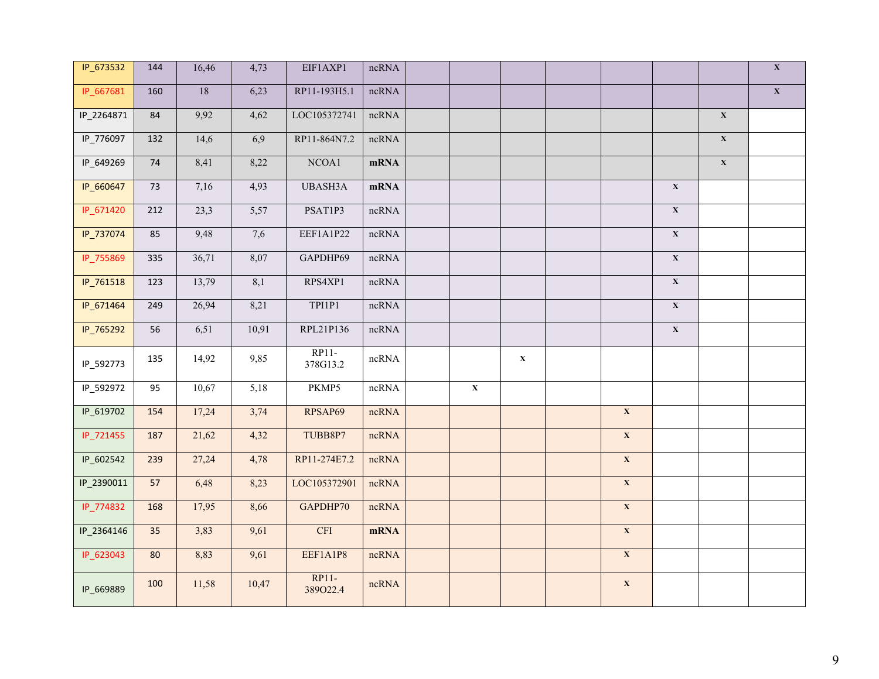| | | | | | | | | | | | | | |
|---|---|---|---|---|---|---|---|---|---|---|---|---|---|
| IP_673532 | 144 | 16,46 | 4,73 | EIF1AXP1 | ncRNA | | | | | | | | X |
| IP_667681 | 160 | 18 | 6,23 | RP11-193H5.1 | ncRNA | | | | | | | | X |
| IP_2264871 | 84 | 9,92 | 4,62 | LOC105372741 | ncRNA | | | | | | | X | |
| IP_776097 | 132 | 14,6 | 6,9 | RP11-864N7.2 | ncRNA | | | | | | | X | |
| IP_649269 | 74 | 8,41 | 8,22 | NCOA1 | **mRNA** | | | | | | | X | |
| IP_660647 | 73 | 7,16 | 4,93 | UBASH3A | **mRNA** | | | | | | X | | |
| IP_671420 | 212 | 23,3 | 5,57 | PSAT1P3 | ncRNA | | | | | | X | | |
| IP_737074 | 85 | 9,48 | 7,6 | EEF1A1P22 | ncRNA | | | | | | X | | |
| IP_755869 | 335 | 36,71 | 8,07 | GAPDHP69 | ncRNA | | | | | | X | | |
| IP_761518 | 123 | 13,79 | 8,1 | RPS4XP1 | ncRNA | | | | | | X | | |
| IP_671464 | 249 | 26,94 | 8,21 | TPI1P1 | ncRNA | | | | | | X | | |
| IP_765292 | 56 | 6,51 | 10,91 | RPL21P136 | ncRNA | | | | | | X | | |
| IP_592773 | 135 | 14,92 | 9,85 | RP11-378G13.2 | ncRNA | | | X | | | | | |
| IP_592972 | 95 | 10,67 | 5,18 | PKMP5 | ncRNA | | X | | | | | | |
| IP_619702 | 154 | 17,24 | 3,74 | RPSAP69 | ncRNA | | | | | X | | | |
| IP_721455 | 187 | 21,62 | 4,32 | TUBB8P7 | ncRNA | | | | | X | | | |
| IP_602542 | 239 | 27,24 | 4,78 | RP11-274E7.2 | ncRNA | | | | | X | | | |
| IP_2390011 | 57 | 6,48 | 8,23 | LOC105372901 | ncRNA | | | | | X | | | |
| IP_774832 | 168 | 17,95 | 8,66 | GAPDHP70 | ncRNA | | | | | X | | | |
| IP_2364146 | 35 | 3,83 | 9,61 | CFI | **mRNA** | | | | | X | | | |
| IP_623043 | 80 | 8,83 | 9,61 | EEF1A1P8 | ncRNA | | | | | X | | | |
| IP_669889 | 100 | 11,58 | 10,47 | RP11-389O22.4 | ncRNA | | | | | X | | | |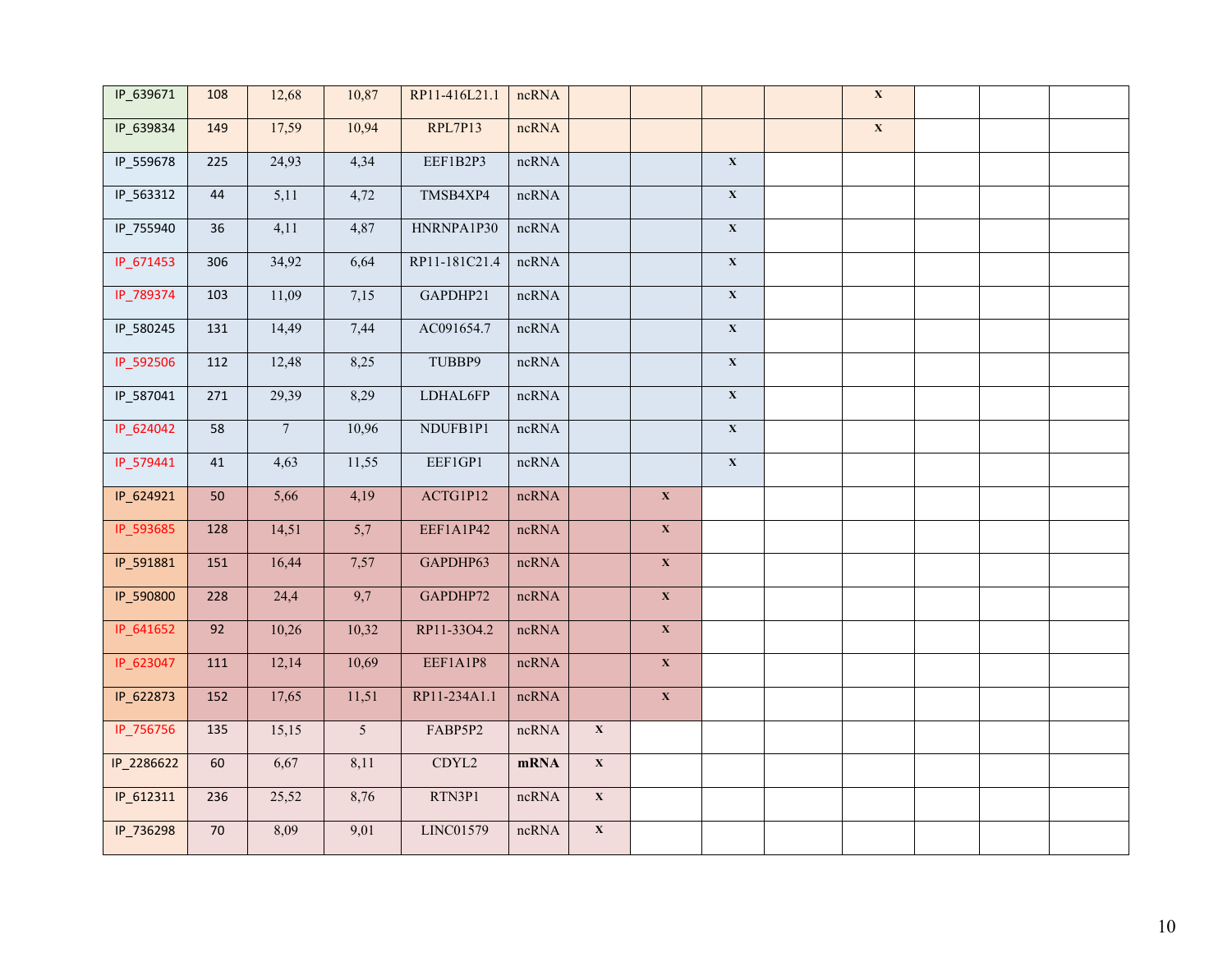| | | | | | | | | | | | | | |
|---|---|---|---|---|---|---|---|---|---|---|---|---|---|
| IP_639671 | 108 | 12,68 | 10,87 | RP11-416L21.1 | ncRNA | | | | | x | | | |
| IP_639834 | 149 | 17,59 | 10,94 | RPL7P13 | ncRNA | | | | | x | | | |
| IP_559678 | 225 | 24,93 | 4,34 | EEF1B2P3 | ncRNA | | | x | | | | | |
| IP_563312 | 44 | 5,11 | 4,72 | TMSB4XP4 | ncRNA | | | x | | | | | |
| IP_755940 | 36 | 4,11 | 4,87 | HNRNPA1P30 | ncRNA | | | x | | | | | |
| IP_671453 | 306 | 34,92 | 6,64 | RP11-181C21.4 | ncRNA | | | x | | | | | |
| IP_789374 | 103 | 11,09 | 7,15 | GAPDHP21 | ncRNA | | | x | | | | | |
| IP_580245 | 131 | 14,49 | 7,44 | AC091654.7 | ncRNA | | | x | | | | | |
| IP_592506 | 112 | 12,48 | 8,25 | TUBBP9 | ncRNA | | | x | | | | | |
| IP_587041 | 271 | 29,39 | 8,29 | LDHAL6FP | ncRNA | | | x | | | | | |
| IP_624042 | 58 | 7 | 10,96 | NDUFB1P1 | ncRNA | | | x | | | | | |
| IP_579441 | 41 | 4,63 | 11,55 | EEF1GP1 | ncRNA | | | x | | | | | |
| IP_624921 | 50 | 5,66 | 4,19 | ACTG1P12 | ncRNA | | x | | | | | | |
| IP_593685 | 128 | 14,51 | 5,7 | EEF1A1P42 | ncRNA | | x | | | | | | |
| IP_591881 | 151 | 16,44 | 7,57 | GAPDHP63 | ncRNA | | x | | | | | | |
| IP_590800 | 228 | 24,4 | 9,7 | GAPDHP72 | ncRNA | | x | | | | | | |
| IP_641652 | 92 | 10,26 | 10,32 | RP11-33O4.2 | ncRNA | | x | | | | | | |
| IP_623047 | 111 | 12,14 | 10,69 | EEF1A1P8 | ncRNA | | x | | | | | | |
| IP_622873 | 152 | 17,65 | 11,51 | RP11-234A1.1 | ncRNA | | x | | | | | | |
| IP_756756 | 135 | 15,15 | 5 | FABP5P2 | ncRNA | x | | | | | | | |
| IP_2286622 | 60 | 6,67 | 8,11 | CDYL2 | **mRNA** | x | | | | | | | |
| IP_612311 | 236 | 25,52 | 8,76 | RTN3P1 | ncRNA | x | | | | | | | |
| IP_736298 | 70 | 8,09 | 9,01 | LINC01579 | ncRNA | x | | | | | | | |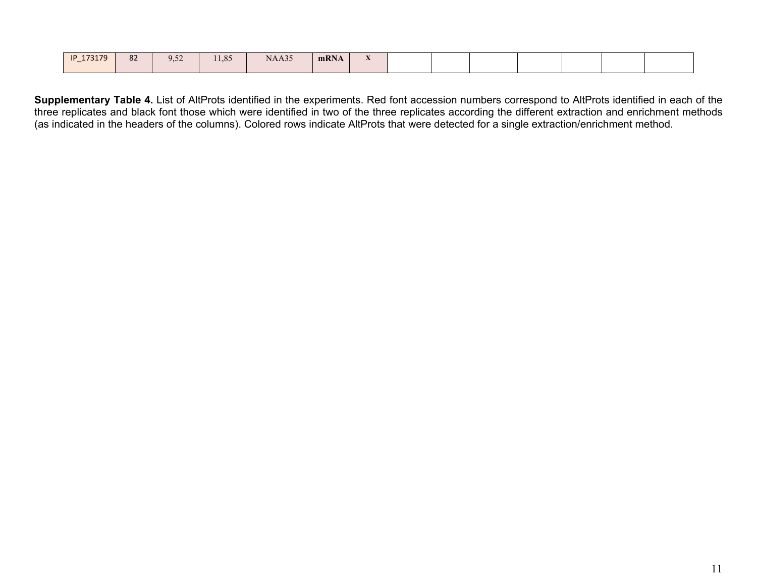| | | | | | | | | | | | | | |
|---|---|---|---|---|---|---|---|---|---|---|---|---|---|
| IP_173179 | 82 | 9,52 | 11,85 | NAA35 | **mRNA** | X | | | | | | | |

**Supplementary Table 4.** List of AltProts identified in the experiments. Red font accession numbers correspond to AltProts identified in each of the three replicates and black font those which were identified in two of the three replicates according the different extraction and enrichment methods (as indicated in the headers of the columns). Colored rows indicate AltProts that were detected for a single extraction/enrichment method.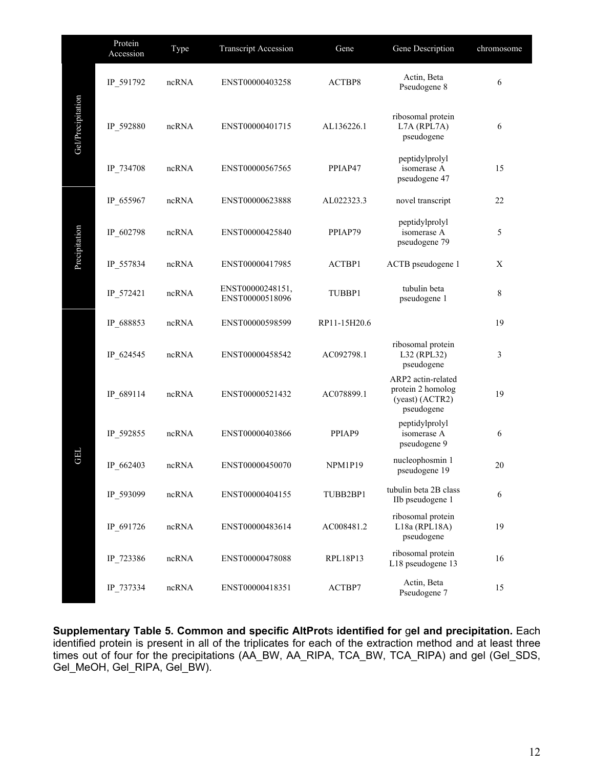| | Protein Accession | Type | Transcript Accession | Gene | Gene Description | chromosome |
|---|---|---|---|---|---|---|
| Gel/Precipitation | IP_591792 | ncRNA | ENST00000403258 | ACTBP8 | Actin, Beta Pseudogene 8 | 6 |
| | IP_592880 | ncRNA | ENST00000401715 | AL136226.1 | ribosomal protein L7A (RPL7A) pseudogene | 6 |
| | IP_734708 | ncRNA | ENST00000567565 | PPIAP47 | peptidylprolyl isomerase A pseudogene 47 | 15 |
| Precipitation | IP_655967 | ncRNA | ENST00000623888 | AL022323.3 | novel transcript | 22 |
| | IP_602798 | ncRNA | ENST00000425840 | PPIAP79 | peptidylprolyl isomerase A pseudogene 79 | 5 |
| | IP_557834 | ncRNA | ENST00000417985 | ACTBP1 | ACTB pseudogene 1 | X |
| | IP_572421 | ncRNA | ENST00000248151, ENST00000518096 | TUBBP1 | tubulin beta pseudogene 1 | 8 |
| GEL | IP_688853 | ncRNA | ENST00000598599 | RP11-15H20.6 | | 19 |
| | IP_624545 | ncRNA | ENST00000458542 | AC092798.1 | ribosomal protein L32 (RPL32) pseudogene | 3 |
| | IP_689114 | ncRNA | ENST00000521432 | AC078899.1 | ARP2 actin-related protein 2 homolog (yeast) (ACTR2) pseudogene | 19 |
| | IP_592855 | ncRNA | ENST00000403866 | PPIAP9 | peptidylprolyl isomerase A pseudogene 9 | 6 |
| | IP_662403 | ncRNA | ENST00000450070 | NPM1P19 | nucleophosmin 1 pseudogene 19 | 20 |
| | IP_593099 | ncRNA | ENST00000404155 | TUBB2BP1 | tubulin beta 2B class IIb pseudogene 1 | 6 |
| | IP_691726 | ncRNA | ENST00000483614 | AC008481.2 | ribosomal protein L18a (RPL18A) pseudogene | 19 |
| | IP_723386 | ncRNA | ENST00000478088 | RPL18P13 | ribosomal protein L18 pseudogene 13 | 16 |
| | IP_737334 | ncRNA | ENST00000418351 | ACTBP7 | Actin, Beta Pseudogene 7 | 15 |

**Supplementary Table 5. Common and specific AltProt**s **identified for** g**el and precipitation.** Each identified protein is present in all of the triplicates for each of the extraction method and at least three times out of four for the precipitations (AA_BW, AA_RIPA, TCA_BW, TCA_RIPA) and gel (Gel_SDS, Gel_MeOH, Gel_RIPA, Gel_BW).